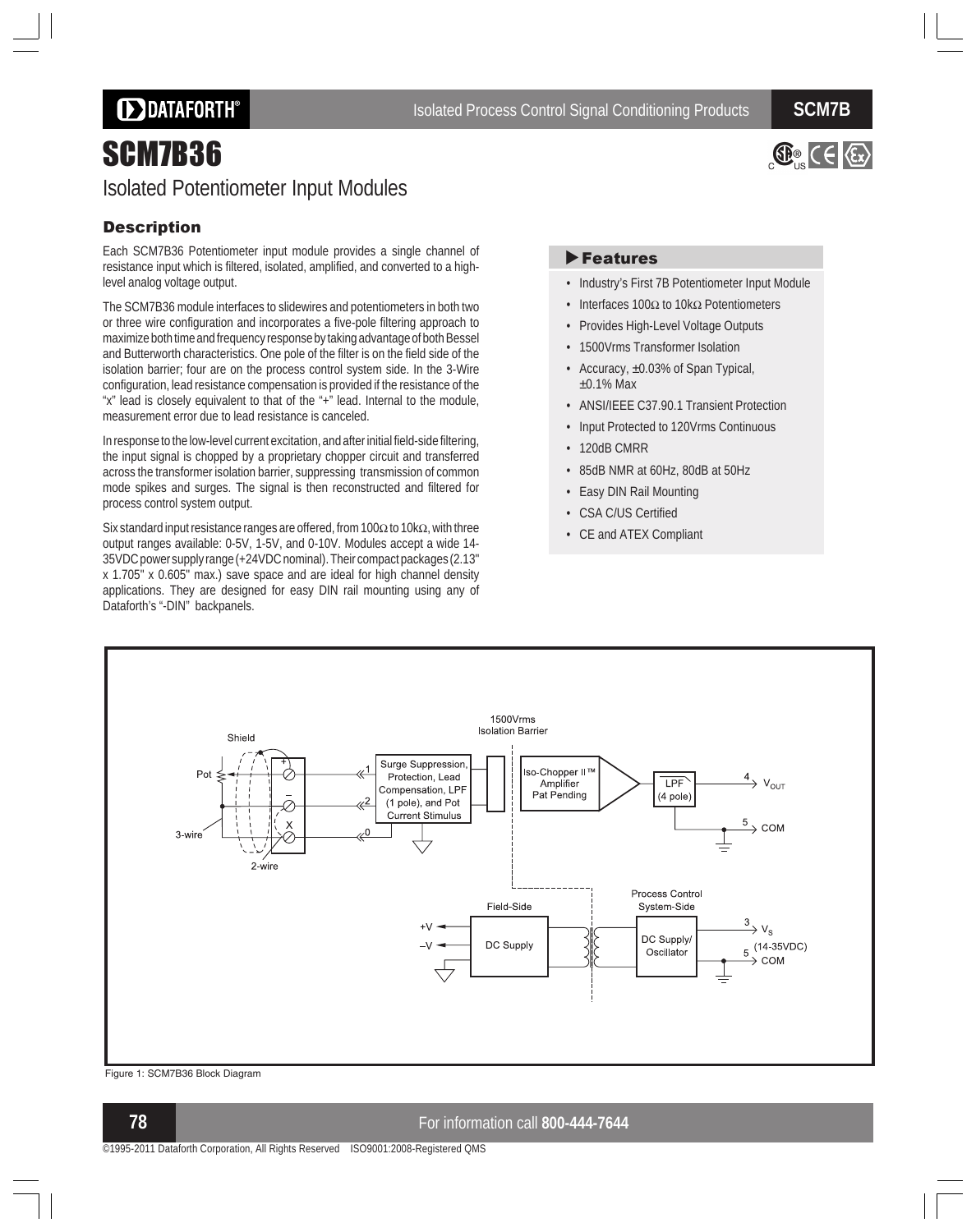# SCM7B36

## Isolated Potentiometer Input Modules

### Description

Each SCM7B36 Potentiometer input module provides a single channel of resistance input which is filtered, isolated, amplified, and converted to a high-level analog voltage output.

The SCM7B36 module interfaces to slidewires and potentiometers in both two or three wire configuration and incorporates a five-pole filtering approach to maximize both time and frequency response by taking advantage of both Bessel and Butterworth characteristics. One pole of the filter is on the field side of the isolation barrier; four are on the process control system side. In the 3-Wire configuration, lead resistance compensation is provided if the resistance of the "x" lead is closely equivalent to that of the "+" lead. Internal to the module, measurement error due to lead resistance is canceled.

In response to the low-level current excitation, and after initial field-side filtering, the input signal is chopped by a proprietary chopper circuit and transferred across the transformer isolation barrier, suppressing transmission of common mode spikes and surges. The signal is then reconstructed and filtered for process control system output.

Six standard input resistance ranges are offered, from 100Ω to 10kΩ, with three output ranges available: 0-5V, 1-5V, and 0-10V. Modules accept a wide 14-35VDC power supply range (+24VDC nominal). Their compact packages (2.13" x 1.705" x 0.605" max.) save space and are ideal for high channel density applications. They are designed for easy DIN rail mounting using any of Dataforth's "-DIN" backpanels.

### Features

- Industry's First 7B Potentiometer Input Module
- Interfaces 100Ω to 10kΩ Potentiometers
- Provides High-Level Voltage Outputs
- 1500Vrms Transformer Isolation
- Accuracy, ±0.03% of Span Typical, ±0.1% Max
- ANSI/IEEE C37.90.1 Transient Protection
- Input Protected to 120Vrms Continuous
- 120dB CMRR
- 85dB NMR at 60Hz, 80dB at 50Hz
- Easy DIN Rail Mounting
- CSA C/US Certified
- CE and ATEX Compliant

1500Vrms Isolation Barrier
Shield
Pot
3-wire
2-wire
+
–
X
1
2
0
Surge Suppression, Protection, Lead Compensation, LPF (1 pole), and Pot Current Stimulus
Iso-Chopper II™ Amplifier Pat Pending
LPF (4 pole)
4 $V_{OUT}$
5 COM
Field-Side
Process Control System-Side
+V
–V
DC Supply
DC Supply/ Oscillator
3 $V_S$
(14-35VDC)
5 COM

Figure 1: SCM7B36 Block Diagram

©1995-2011 Dataforth Corporation, All Rights Reserved ISO9001:2008-Registered QMS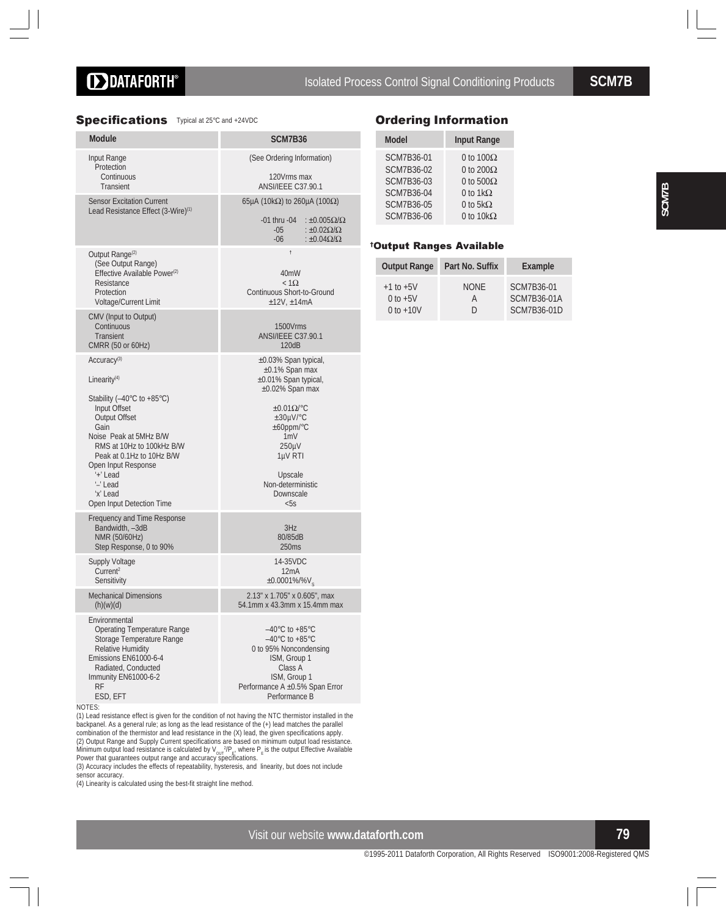## Specifications

Typical at 25°C and +24VDC

| Module | SCM7B36 |
|---|---|
| Input Range<br>Protection<br>Continuous<br>Transient | (See Ordering Information)<br><br>120Vrms max<br>ANSI/IEEE C37.90.1 |
| Sensor Excitation Current<br>Lead Resistance Effect (3-Wire)(1) | 65µA (10kΩ) to 260µA (100Ω)<br><br>-01 thru -04 : ±0.005Ω/Ω<br>-05 : ±0.02Ω/Ω<br>-06 : ±0.04Ω/Ω |
| Output Range(2)<br>(See Output Range)<br>Effective Available Power(2)<br>Resistance<br>Protection<br>Voltage/Current Limit | †<br><br>40mW<br>< 1Ω<br>Continuous Short-to-Ground<br>±12V, ±14mA |
| CMV (Input to Output)<br>Continuous<br>Transient<br>CMRR (50 or 60Hz) | <br>1500Vrms<br>ANSI/IEEE C37.90.1<br>120dB |
| Accuracy(3)<br><br>Linearity(4)<br><br>Stability (–40°C to +85°C)<br>Input Offset<br>Output Offset<br>Gain<br>Noise Peak at 5MHz B/W<br>RMS at 10Hz to 100kHz B/W<br>Peak at 0.1Hz to 10Hz B/W<br>Open Input Response<br>'+' Lead<br>'–' Lead<br>'x' Lead<br>Open Input Detection Time | ±0.03% Span typical,<br>±0.1% Span max<br>±0.01% Span typical,<br>±0.02% Span max<br><br>±0.01Ω/°C<br>±30µV/°C<br>±60ppm/°C<br>1mV<br>250µV<br>1µV RTI<br><br>Upscale<br>Non-deterministic<br>Downscale<br><5s |
| Frequency and Time Response<br>Bandwidth, –3dB<br>NMR (50/60Hz)<br>Step Response, 0 to 90% | <br>3Hz<br>80/85dB<br>250ms |
| Supply Voltage<br>Current(2)<br>Sensitivity | 14-35VDC<br>12mA<br>±0.0001%/%$V_s$ |
| Mechanical Dimensions<br>(h)(w)(d) | 2.13" x 1.705" x 0.605", max<br>54.1mm x 43.3mm x 15.4mm max |
| Environmental<br>Operating Temperature Range<br>Storage Temperature Range<br>Relative Humidity<br>Emissions EN61000-6-4<br>Radiated, Conducted<br>Immunity EN61000-6-2<br>RF<br>ESD, EFT | <br>–40°C to +85°C<br>–40°C to +85°C<br>0 to 95% Noncondensing<br>ISM, Group 1<br>Class A<br>ISM, Group 1<br>Performance A ±0.5% Span Error<br>Performance B |

NOTES:

(1) Lead resistance effect is given for the condition of not having the NTC thermistor installed in the backpanel. As a general rule; as long as the lead resistance of the (+) lead matches the parallel combination of the thermistor and lead resistance in the (X) lead, the given specifications apply.

(2) Output Range and Supply Current specifications are based on minimum output load resistance. Minimum output load resistance is calculated by $V_{out}^2/P_E$, where $P_E$ is the output Effective Available Power that guarantees output range and accuracy specifications.

(3) Accuracy includes the effects of repeatability, hysteresis, and linearity, but does not include sensor accuracy.

(4) Linearity is calculated using the best-fit straight line method.

## Ordering Information

| Model | Input Range |
|---|---|
| SCM7B36-01 | 0 to 100Ω |
| SCM7B36-02 | 0 to 200Ω |
| SCM7B36-03 | 0 to 500Ω |
| SCM7B36-04 | 0 to 1kΩ |
| SCM7B36-05 | 0 to 5kΩ |
| SCM7B36-06 | 0 to 10kΩ |

### †Output Ranges Available

| Output Range | Part No. Suffix | Example |
|---|---|---|
| +1 to +5V | NONE | SCM7B36-01 |
| 0 to +5V | A | SCM7B36-01A |
| 0 to +10V | D | SCM7B36-01D |